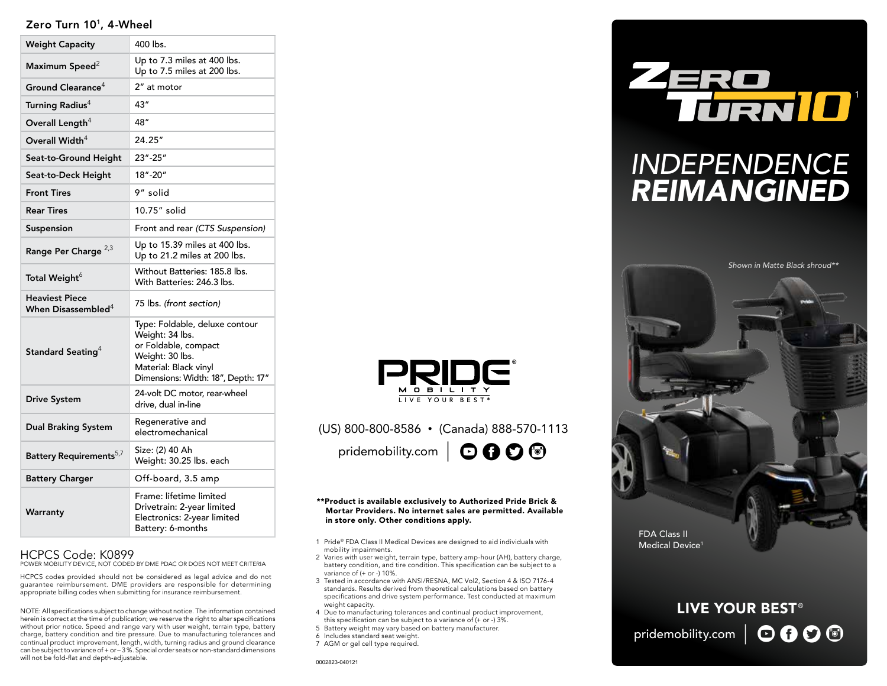## Zero Turn 10[1], 4-Wheel

| | |
|---|---|
| Weight Capacity | 400 lbs. |
| Maximum Speed[2] | Up to 7.3 miles at 400 lbs.<br>Up to 7.5 miles at 200 lbs. |
| Ground Clearance[4] | 2" at motor |
| Turning Radius[4] | 43" |
| Overall Length[4] | 48" |
| Overall Width[4] | 24.25" |
| Seat-to-Ground Height | 23"-25" |
| Seat-to-Deck Height | 18"-20" |
| Front Tires | 9" solid |
| Rear Tires | 10.75" solid |
| Suspension | Front and rear *(CTS Suspension)* |
| Range Per Charge [2,3] | Up to 15.39 miles at 400 lbs.<br>Up to 21.2 miles at 200 lbs. |
| Total Weight[6] | Without Batteries: 185.8 lbs.<br>With Batteries: 246.3 lbs. |
| Heaviest Piece When Disassembled[4] | 75 lbs. *(front section)* |
| Standard Seating[4] | Type: Foldable, deluxe contour<br>Weight: 34 lbs.<br>or Foldable, compact<br>Weight: 30 lbs.<br>Material: Black vinyl<br>Dimensions: Width: 18", Depth: 17" |
| Drive System | 24-volt DC motor, rear-wheel drive, dual in-line |
| Dual Braking System | Regenerative and electromechanical |
| Battery Requirements[5,7] | Size: (2) 40 Ah<br>Weight: 30.25 lbs. each |
| Battery Charger | Off-board, 3.5 amp |
| Warranty | Frame: lifetime limited<br>Drivetrain: 2-year limited<br>Electronics: 2-year limited<br>Battery: 6-months |

## HCPCS Code: K0899

POWER MOBILITY DEVICE, NOT CODED BY DME PDAC OR DOES NOT MEET CRITERIA

HCPCS codes provided should not be considered as legal advice and do not guarantee reimbursement. DME providers are responsible for determining appropriate billing codes when submitting for insurance reimbursement.

NOTE: All specifications subject to change without notice. The information contained herein is correct at the time of publication; we reserve the right to alter specifications without prior notice. Speed and range vary with user weight, terrain type, battery charge, battery condition and tire pressure. Due to manufacturing tolerances and continual product improvement, length, width, turning radius and ground clearance can be subject to variance of + or – 3%. Special order seats or non-standard dimensions will not be fold-flat and depth-adjustable.

PRIDE® MOBILITY
LIVE YOUR BEST®

(US) 800-800-8586 • (Canada) 888-570-1113

pridemobility.com

**\*\*Product is available exclusively to Authorized Pride Brick & Mortar Providers. No internet sales are permitted. Available in store only. Other conditions apply.**

1. Pride® FDA Class II Medical Devices are designed to aid individuals with mobility impairments.
2. Varies with user weight, terrain type, battery amp-hour (AH), battery charge, battery condition, and tire condition. This specification can be subject to a variance of (+ or -) 10%.
3. Tested in accordance with ANSI/RESNA, MC Vol2, Section 4 & ISO 7176-4 standards. Results derived from theoretical calculations based on battery specifications and drive system performance. Test conducted at maximum weight capacity.
4. Due to manufacturing tolerances and continual product improvement, this specification can be subject to a variance of (+ or -) 3%.
5. Battery weight may vary based on battery manufacturer.
6. Includes standard seat weight.
7. AGM or gel cell type required.

0002823-040121

# ZERO TURN 10[1]

# *INDEPENDENCE REIMANGINED*

*Shown in Matte Black shroud\*\**

FDA Class II Medical Device[1]

**LIVE YOUR BEST®**

pridemobility.com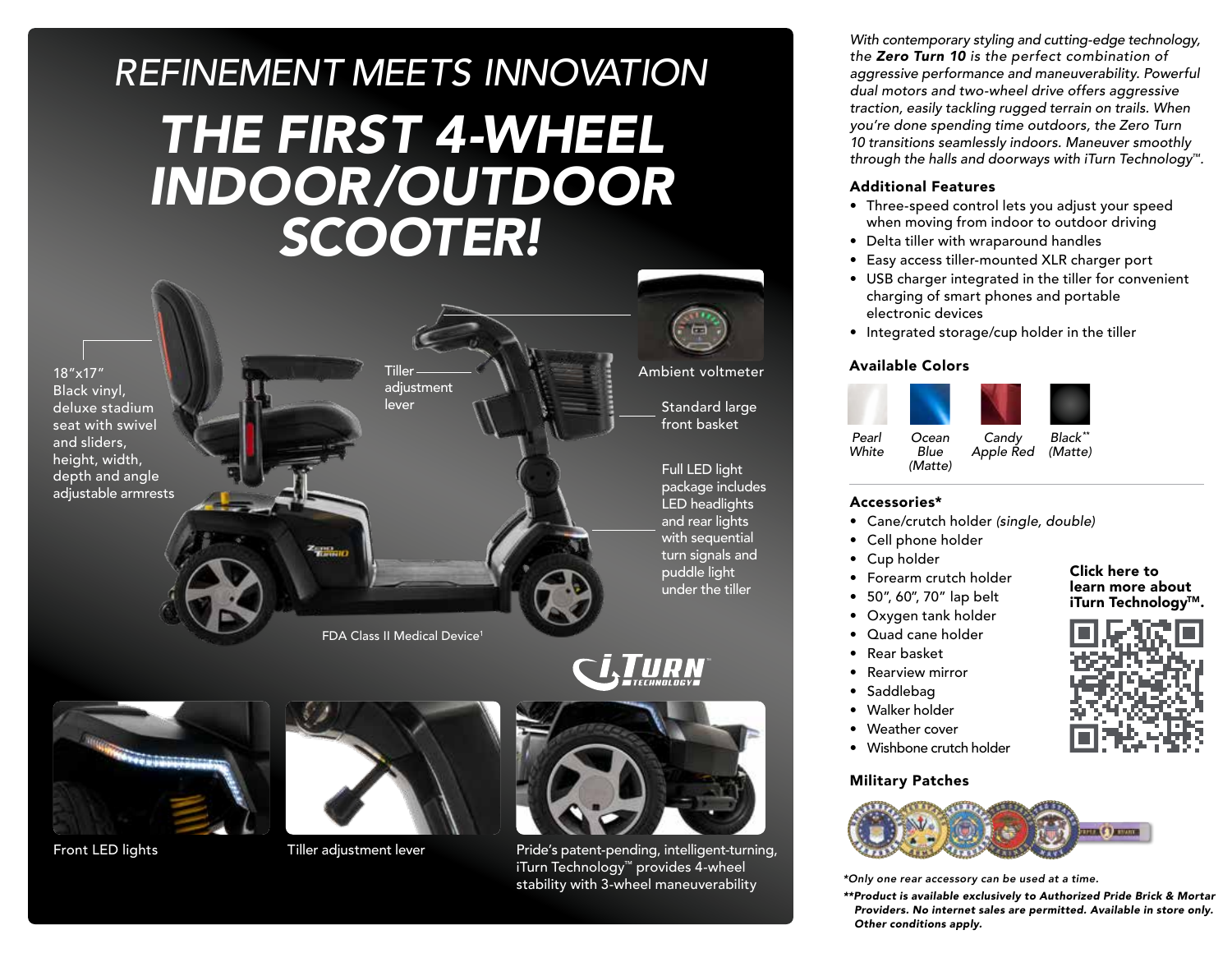REFINEMENT MEETS INNOVATION

# THE FIRST 4-WHEEL INDOOR/OUTDOOR SCOOTER!

18"x17" Black vinyl, deluxe stadium seat with swivel and sliders, height, width, depth and angle adjustable armrests

Tiller adjustment lever

Ambient voltmeter

Standard large front basket

Full LED light package includes LED headlights and rear lights with sequential turn signals and puddle light under the tiller

FDA Class II Medical Device[1]

iTURN TECHNOLOGY

Front LED lights

Tiller adjustment lever

Pride's patent-pending, intelligent-turning, iTurn Technology™ provides 4-wheel stability with 3-wheel maneuverability

*With contemporary styling and cutting-edge technology, the **Zero Turn 10** is the perfect combination of aggressive performance and maneuverability. Powerful dual motors and two-wheel drive offers aggressive traction, easily tackling rugged terrain on trails. When you're done spending time outdoors, the Zero Turn 10 transitions seamlessly indoors. Maneuver smoothly through the halls and doorways with iTurn Technology™.*

## Additional Features

- Three-speed control lets you adjust your speed when moving from indoor to outdoor driving
- Delta tiller with wraparound handles
- Easy access tiller-mounted XLR charger port
- USB charger integrated in the tiller for convenient charging of smart phones and portable electronic devices
- Integrated storage/cup holder in the tiller

## Available Colors

*Pearl White* | *Ocean Blue (Matte)* | *Candy Apple Red* | *Black** (Matte)*

## Accessories*

- Cane/crutch holder *(single, double)*
- Cell phone holder
- Cup holder
- Forearm crutch holder
- 50", 60", 70" lap belt
- Oxygen tank holder
- Quad cane holder
- Rear basket
- Rearview mirror
- Saddlebag
- Walker holder
- Weather cover
- Wishbone crutch holder

**Click here to learn more about iTurn Technology™.**

## Military Patches

**\*Only one rear accessory can be used at a time.*

**\*\*Product is available exclusively to Authorized Pride Brick & Mortar Providers. No internet sales are permitted. Available in store only. Other conditions apply.***